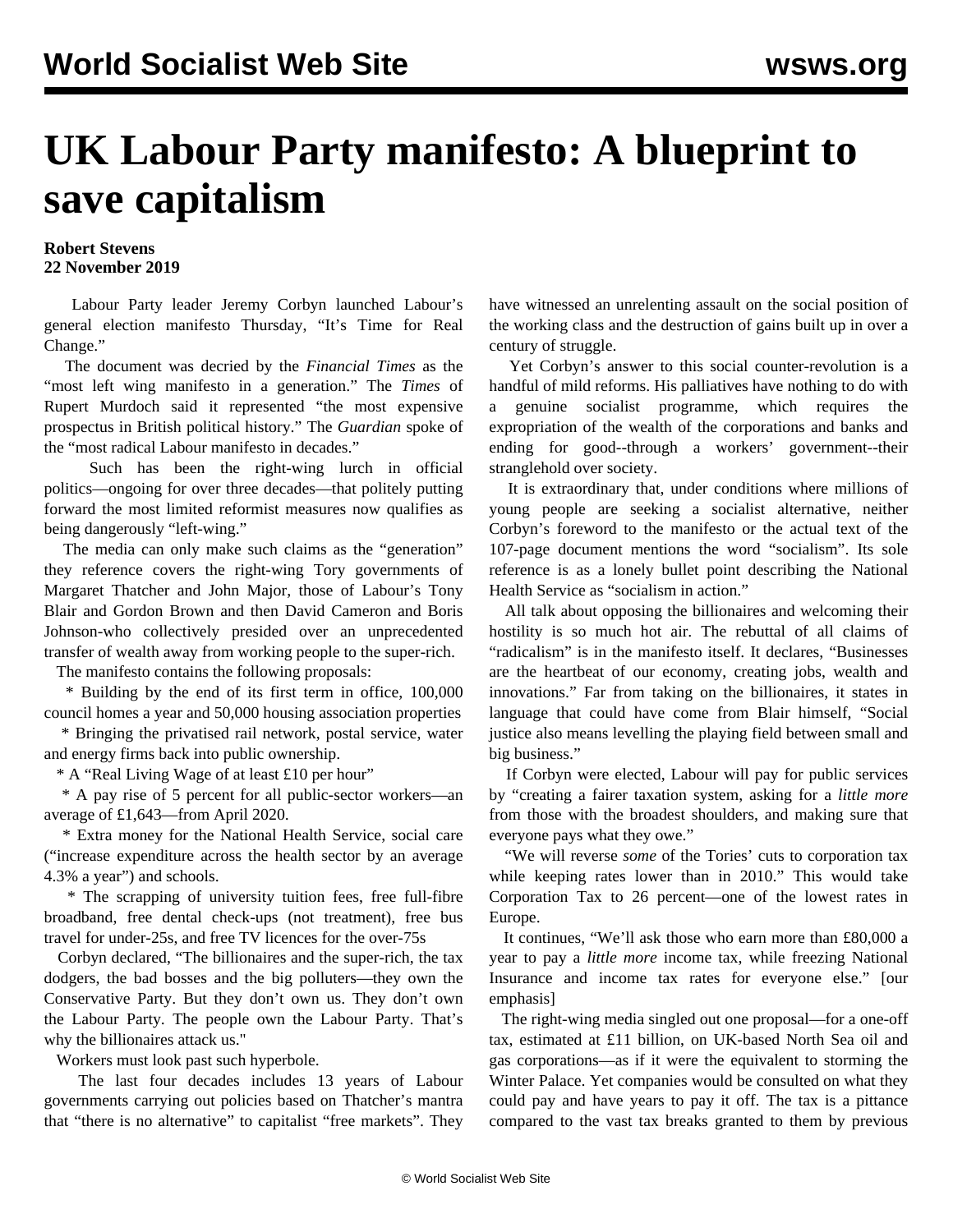# UK Labour Party manifesto: A blueprint to save capitalism

**Robert Stevens**
**22 November 2019**

Labour Party leader Jeremy Corbyn launched Labour's general election manifesto Thursday, "It's Time for Real Change."

The document was decried by the *Financial Times* as the "most left wing manifesto in a generation." The *Times* of Rupert Murdoch said it represented "the most expensive prospectus in British political history." The *Guardian* spoke of the "most radical Labour manifesto in decades."

Such has been the right-wing lurch in official politics—ongoing for over three decades—that politely putting forward the most limited reformist measures now qualifies as being dangerously "left-wing."

The media can only make such claims as the "generation" they reference covers the right-wing Tory governments of Margaret Thatcher and John Major, those of Labour's Tony Blair and Gordon Brown and then David Cameron and Boris Johnson-who collectively presided over an unprecedented transfer of wealth away from working people to the super-rich.

The manifesto contains the following proposals:

* Building by the end of its first term in office, 100,000 council homes a year and 50,000 housing association properties
* Bringing the privatised rail network, postal service, water and energy firms back into public ownership.
* A "Real Living Wage of at least £10 per hour"
* A pay rise of 5 percent for all public-sector workers—an average of £1,643—from April 2020.
* Extra money for the National Health Service, social care ("increase expenditure across the health sector by an average 4.3% a year") and schools.
* The scrapping of university tuition fees, free full-fibre broadband, free dental check-ups (not treatment), free bus travel for under-25s, and free TV licences for the over-75s

Corbyn declared, "The billionaires and the super-rich, the tax dodgers, the bad bosses and the big polluters—they own the Conservative Party. But they don't own us. They don't own the Labour Party. The people own the Labour Party. That's why the billionaires attack us."

Workers must look past such hyperbole.

The last four decades includes 13 years of Labour governments carrying out policies based on Thatcher's mantra that "there is no alternative" to capitalist "free markets". They have witnessed an unrelenting assault on the social position of the working class and the destruction of gains built up in over a century of struggle.

Yet Corbyn's answer to this social counter-revolution is a handful of mild reforms. His palliatives have nothing to do with a genuine socialist programme, which requires the expropriation of the wealth of the corporations and banks and ending for good--through a workers' government--their stranglehold over society.

It is extraordinary that, under conditions where millions of young people are seeking a socialist alternative, neither Corbyn's foreword to the manifesto or the actual text of the 107-page document mentions the word "socialism". Its sole reference is as a lonely bullet point describing the National Health Service as "socialism in action."

All talk about opposing the billionaires and welcoming their hostility is so much hot air. The rebuttal of all claims of "radicalism" is in the manifesto itself. It declares, "Businesses are the heartbeat of our economy, creating jobs, wealth and innovations." Far from taking on the billionaires, it states in language that could have come from Blair himself, "Social justice also means levelling the playing field between small and big business."

If Corbyn were elected, Labour will pay for public services by "creating a fairer taxation system, asking for a *little more* from those with the broadest shoulders, and making sure that everyone pays what they owe."

"We will reverse *some* of the Tories' cuts to corporation tax while keeping rates lower than in 2010." This would take Corporation Tax to 26 percent—one of the lowest rates in Europe.

It continues, "We'll ask those who earn more than £80,000 a year to pay a *little more* income tax, while freezing National Insurance and income tax rates for everyone else." [our emphasis]

The right-wing media singled out one proposal—for a one-off tax, estimated at £11 billion, on UK-based North Sea oil and gas corporations—as if it were the equivalent to storming the Winter Palace. Yet companies would be consulted on what they could pay and have years to pay it off. The tax is a pittance compared to the vast tax breaks granted to them by previous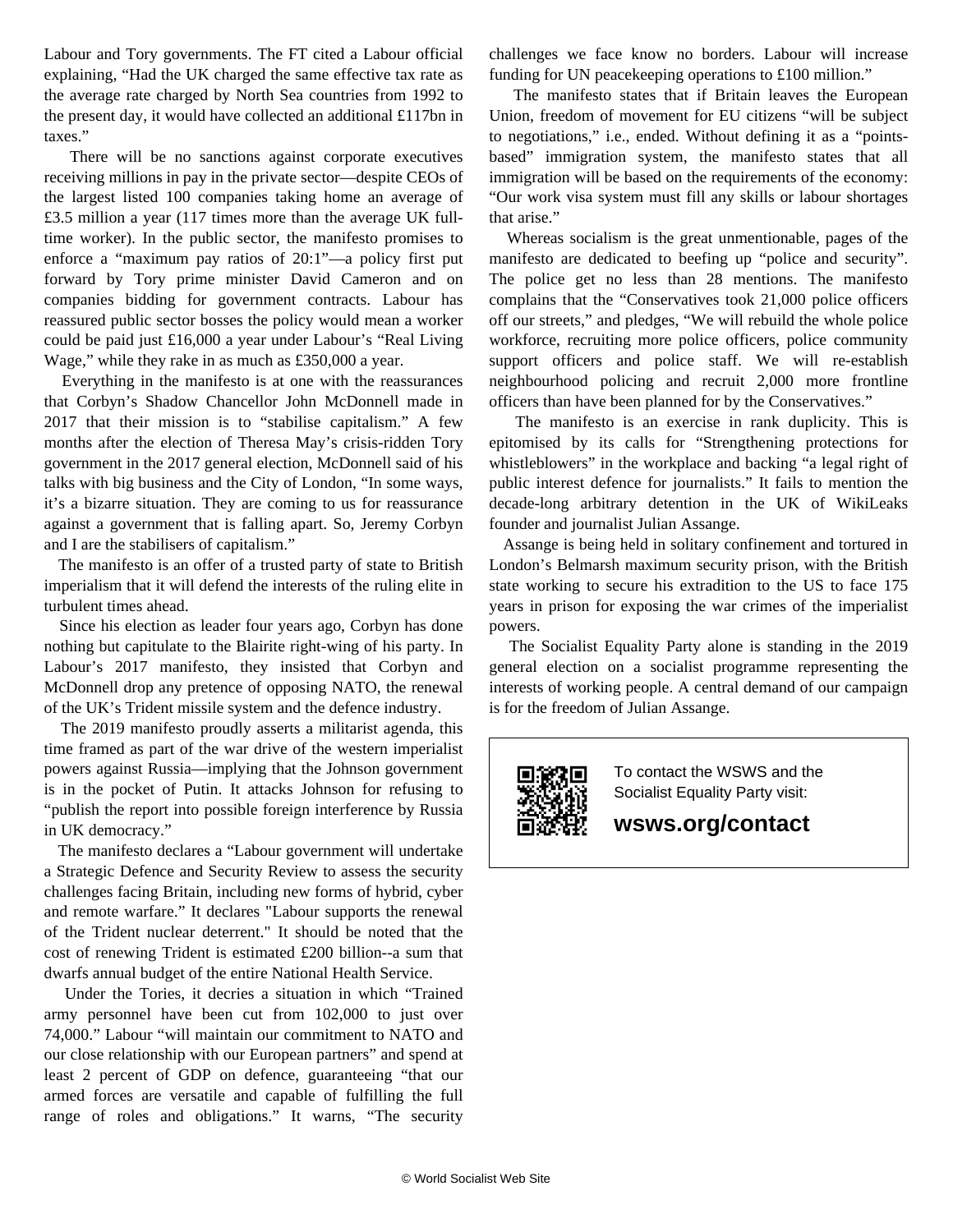Labour and Tory governments. The FT cited a Labour official explaining, “Had the UK charged the same effective tax rate as the average rate charged by North Sea countries from 1992 to the present day, it would have collected an additional £117bn in taxes.”

There will be no sanctions against corporate executives receiving millions in pay in the private sector—despite CEOs of the largest listed 100 companies taking home an average of £3.5 million a year (117 times more than the average UK full-time worker). In the public sector, the manifesto promises to enforce a “maximum pay ratios of 20:1”—a policy first put forward by Tory prime minister David Cameron and on companies bidding for government contracts. Labour has reassured public sector bosses the policy would mean a worker could be paid just £16,000 a year under Labour’s “Real Living Wage,” while they rake in as much as £350,000 a year.

Everything in the manifesto is at one with the reassurances that Corbyn’s Shadow Chancellor John McDonnell made in 2017 that their mission is to “stabilise capitalism.” A few months after the election of Theresa May’s crisis-ridden Tory government in the 2017 general election, McDonnell said of his talks with big business and the City of London, “In some ways, it’s a bizarre situation. They are coming to us for reassurance against a government that is falling apart. So, Jeremy Corbyn and I are the stabilisers of capitalism.”

The manifesto is an offer of a trusted party of state to British imperialism that it will defend the interests of the ruling elite in turbulent times ahead.

Since his election as leader four years ago, Corbyn has done nothing but capitulate to the Blairite right-wing of his party. In Labour’s 2017 manifesto, they insisted that Corbyn and McDonnell drop any pretence of opposing NATO, the renewal of the UK’s Trident missile system and the defence industry.

The 2019 manifesto proudly asserts a militarist agenda, this time framed as part of the war drive of the western imperialist powers against Russia—implying that the Johnson government is in the pocket of Putin. It attacks Johnson for refusing to “publish the report into possible foreign interference by Russia in UK democracy.”

The manifesto declares a “Labour government will undertake a Strategic Defence and Security Review to assess the security challenges facing Britain, including new forms of hybrid, cyber and remote warfare.” It declares "Labour supports the renewal of the Trident nuclear deterrent." It should be noted that the cost of renewing Trident is estimated £200 billion--a sum that dwarfs annual budget of the entire National Health Service.

Under the Tories, it decries a situation in which “Trained army personnel have been cut from 102,000 to just over 74,000.” Labour “will maintain our commitment to NATO and our close relationship with our European partners” and spend at least 2 percent of GDP on defence, guaranteeing “that our armed forces are versatile and capable of fulfilling the full range of roles and obligations.” It warns, “The security challenges we face know no borders. Labour will increase funding for UN peacekeeping operations to £100 million.”

The manifesto states that if Britain leaves the European Union, freedom of movement for EU citizens “will be subject to negotiations,” i.e., ended. Without defining it as a “points-based” immigration system, the manifesto states that all immigration will be based on the requirements of the economy: “Our work visa system must fill any skills or labour shortages that arise.”

Whereas socialism is the great unmentionable, pages of the manifesto are dedicated to beefing up “police and security”. The police get no less than 28 mentions. The manifesto complains that the “Conservatives took 21,000 police officers off our streets,” and pledges, “We will rebuild the whole police workforce, recruiting more police officers, police community support officers and police staff. We will re-establish neighbourhood policing and recruit 2,000 more frontline officers than have been planned for by the Conservatives.”

The manifesto is an exercise in rank duplicity. This is epitomised by its calls for “Strengthening protections for whistleblowers” in the workplace and backing “a legal right of public interest defence for journalists.” It fails to mention the decade-long arbitrary detention in the UK of WikiLeaks founder and journalist Julian Assange.

Assange is being held in solitary confinement and tortured in London’s Belmarsh maximum security prison, with the British state working to secure his extradition to the US to face 175 years in prison for exposing the war crimes of the imperialist powers.

The Socialist Equality Party alone is standing in the 2019 general election on a socialist programme representing the interests of working people. A central demand of our campaign is for the freedom of Julian Assange.

To contact the WSWS and the Socialist Equality Party visit:

**wsws.org/contact**